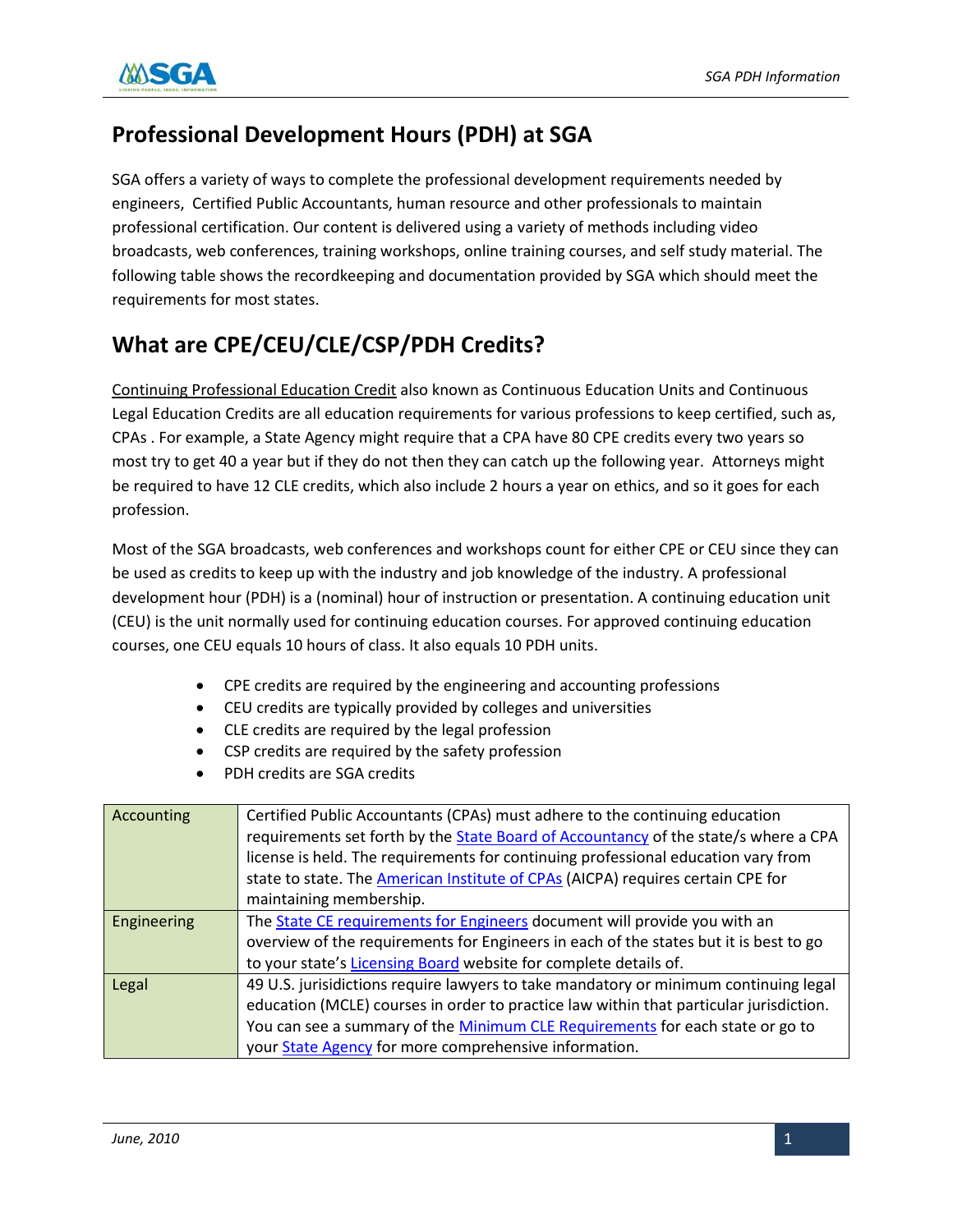# Professional Development Hours (PDH) at SGA

SGA offers a variety of ways to complete the professional development requirements needed by engineers, Certified Public Accountants, human resource and other professionals to maintain professional certification. Our content is delivered using a variety of methods including video broadcasts, web conferences, training workshops, online training courses, and self study material. The following table shows the recordkeeping and documentation provided by SGA which should meet the requirements for most states.

# What are CPE/CEU/CLE/CSP/PDH Credits?

Continuing Professional Education Credit also known as Continuous Education Units and Continuous Legal Education Credits are all education requirements for various professions to keep certified, such as, CPAs . For example, a State Agency might require that a CPA have 80 CPE credits every two years so most try to get 40 a year but if they do not then they can catch up the following year. Attorneys might be required to have 12 CLE credits, which also include 2 hours a year on ethics, and so it goes for each profession.

Most of the SGA broadcasts, web conferences and workshops count for either CPE or CEU since they can be used as credits to keep up with the industry and job knowledge of the industry. A professional development hour (PDH) is a (nominal) hour of instruction or presentation. A continuing education unit (CEU) is the unit normally used for continuing education courses. For approved continuing education courses, one CEU equals 10 hours of class. It also equals 10 PDH units.

- CPE credits are required by the engineering and accounting professions
- CEU credits are typically provided by colleges and universities
- CLE credits are required by the legal profession
- CSP credits are required by the safety profession
- PDH credits are SGA credits

| | |
|---|---|
| Accounting | Certified Public Accountants (CPAs) must adhere to the continuing education requirements set forth by the State Board of Accountancy of the state/s where a CPA license is held. The requirements for continuing professional education vary from state to state. The American Institute of CPAs (AICPA) requires certain CPE for maintaining membership. |
| Engineering | The State CE requirements for Engineers document will provide you with an overview of the requirements for Engineers in each of the states but it is best to go to your state's Licensing Board website for complete details of. |
| Legal | 49 U.S. jurisdictions require lawyers to take mandatory or minimum continuing legal education (MCLE) courses in order to practice law within that particular jurisdiction. You can see a summary of the Minimum CLE Requirements for each state or go to your State Agency for more comprehensive information. |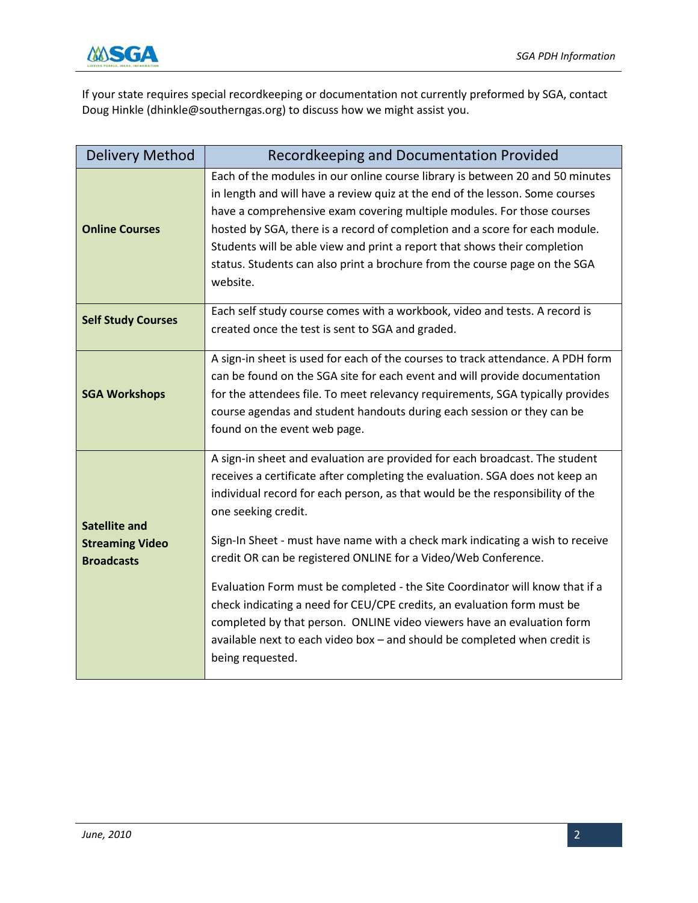If your state requires special recordkeeping or documentation not currently preformed by SGA, contact Doug Hinkle (dhinkle@southerngas.org) to discuss how we might assist you.

| Delivery Method | Recordkeeping and Documentation Provided |
|---|---|
| **Online Courses** | Each of the modules in our online course library is between 20 and 50 minutes in length and will have a review quiz at the end of the lesson. Some courses have a comprehensive exam covering multiple modules. For those courses hosted by SGA, there is a record of completion and a score for each module. Students will be able view and print a report that shows their completion status. Students can also print a brochure from the course page on the SGA website. |
| **Self Study Courses** | Each self study course comes with a workbook, video and tests. A record is created once the test is sent to SGA and graded. |
| **SGA Workshops** | A sign-in sheet is used for each of the courses to track attendance. A PDH form can be found on the SGA site for each event and will provide documentation for the attendees file. To meet relevancy requirements, SGA typically provides course agendas and student handouts during each session or they can be found on the event web page. |
| **Satellite and Streaming Video Broadcasts** | A sign-in sheet and evaluation are provided for each broadcast. The student receives a certificate after completing the evaluation. SGA does not keep an individual record for each person, as that would be the responsibility of the one seeking credit.<br><br>Sign-In Sheet - must have name with a check mark indicating a wish to receive credit OR can be registered ONLINE for a Video/Web Conference.<br><br>Evaluation Form must be completed - the Site Coordinator will know that if a check indicating a need for CEU/CPE credits, an evaluation form must be completed by that person. ONLINE video viewers have an evaluation form available next to each video box – and should be completed when credit is being requested. |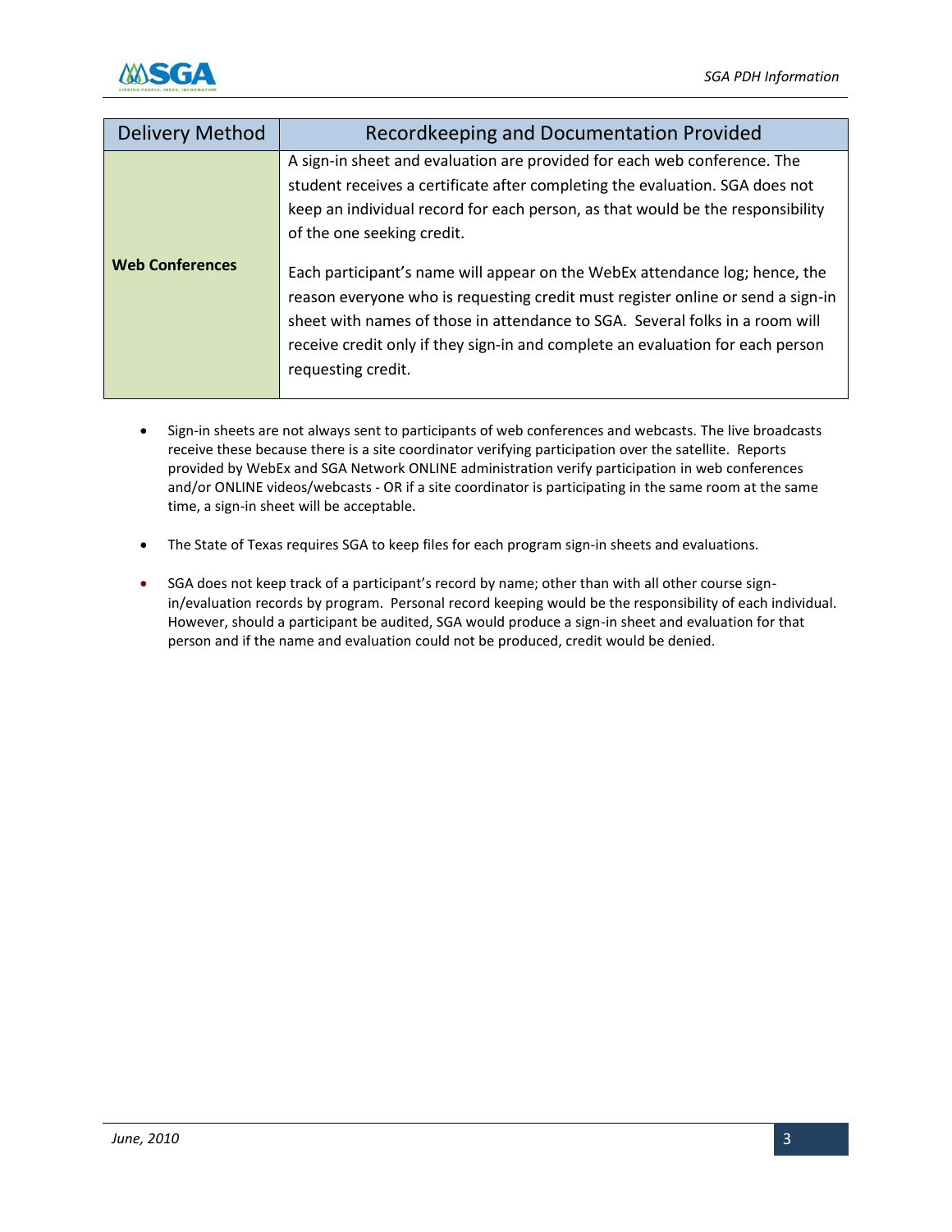| Delivery Method | Recordkeeping and Documentation Provided |
|---|---|
| **Web Conferences** | A sign-in sheet and evaluation are provided for each web conference. The student receives a certificate after completing the evaluation. SGA does not keep an individual record for each person, as that would be the responsibility of the one seeking credit.<br><br>Each participant's name will appear on the WebEx attendance log; hence, the reason everyone who is requesting credit must register online or send a sign-in sheet with names of those in attendance to SGA. Several folks in a room will receive credit only if they sign-in and complete an evaluation for each person requesting credit. |

- Sign-in sheets are not always sent to participants of web conferences and webcasts. The live broadcasts receive these because there is a site coordinator verifying participation over the satellite. Reports provided by WebEx and SGA Network ONLINE administration verify participation in web conferences and/or ONLINE videos/webcasts - OR if a site coordinator is participating in the same room at the same time, a sign-in sheet will be acceptable.

- The State of Texas requires SGA to keep files for each program sign-in sheets and evaluations.

- SGA does not keep track of a participant's record by name; other than with all other course sign-in/evaluation records by program. Personal record keeping would be the responsibility of each individual. However, should a participant be audited, SGA would produce a sign-in sheet and evaluation for that person and if the name and evaluation could not be produced, credit would be denied.